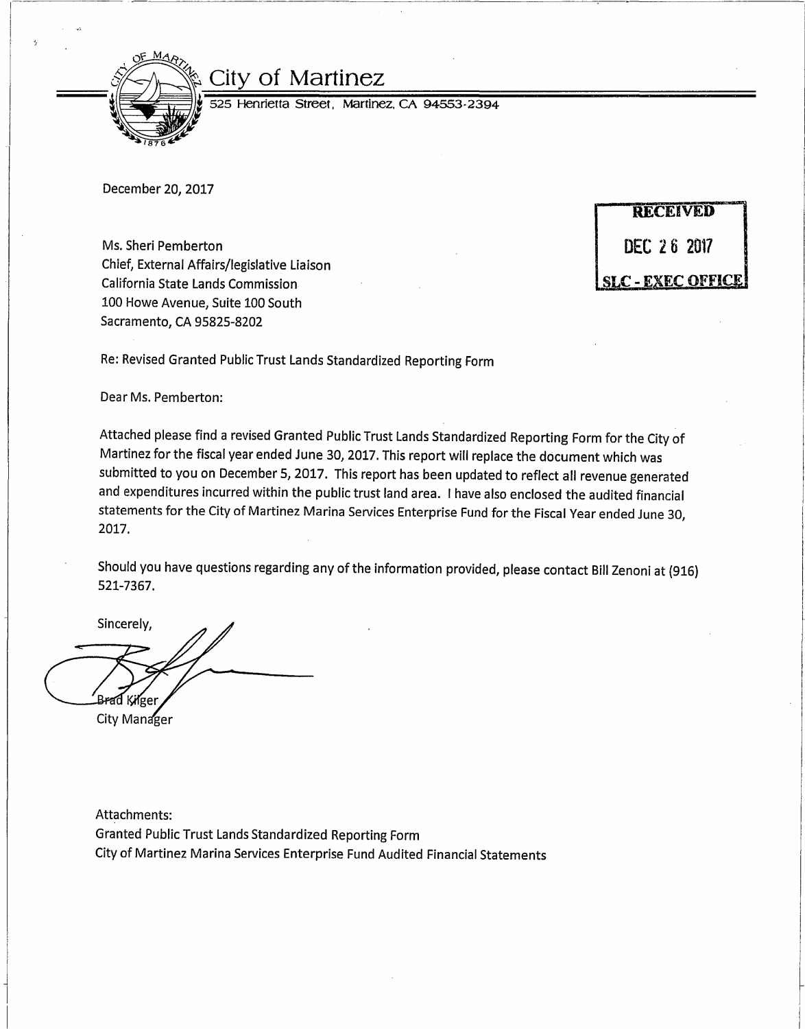# City of Martinez

525 Henrietta Street, Martinez, CA 94553-2394

December 20, 2017

RECEIVED
DEC 26 2017
SLC - EXEC OFFICE

Ms. Sheri Pemberton
Chief, External Affairs/legislative Liaison
California State Lands Commission
100 Howe Avenue, Suite 100 South
Sacramento, CA 95825-8202

Re: Revised Granted Public Trust Lands Standardized Reporting Form

Dear Ms. Pemberton:

Attached please find a revised Granted Public Trust Lands Standardized Reporting Form for the City of Martinez for the fiscal year ended June 30, 2017. This report will replace the document which was submitted to you on December 5, 2017. This report has been updated to reflect all revenue generated and expenditures incurred within the public trust land area. I have also enclosed the audited financial statements for the City of Martinez Marina Services Enterprise Fund for the Fiscal Year ended June 30, 2017.

Should you have questions regarding any of the information provided, please contact Bill Zenoni at (916) 521-7367.

Sincerely,

Brad Kilger
City Manager

Attachments:
Granted Public Trust Lands Standardized Reporting Form
City of Martinez Marina Services Enterprise Fund Audited Financial Statements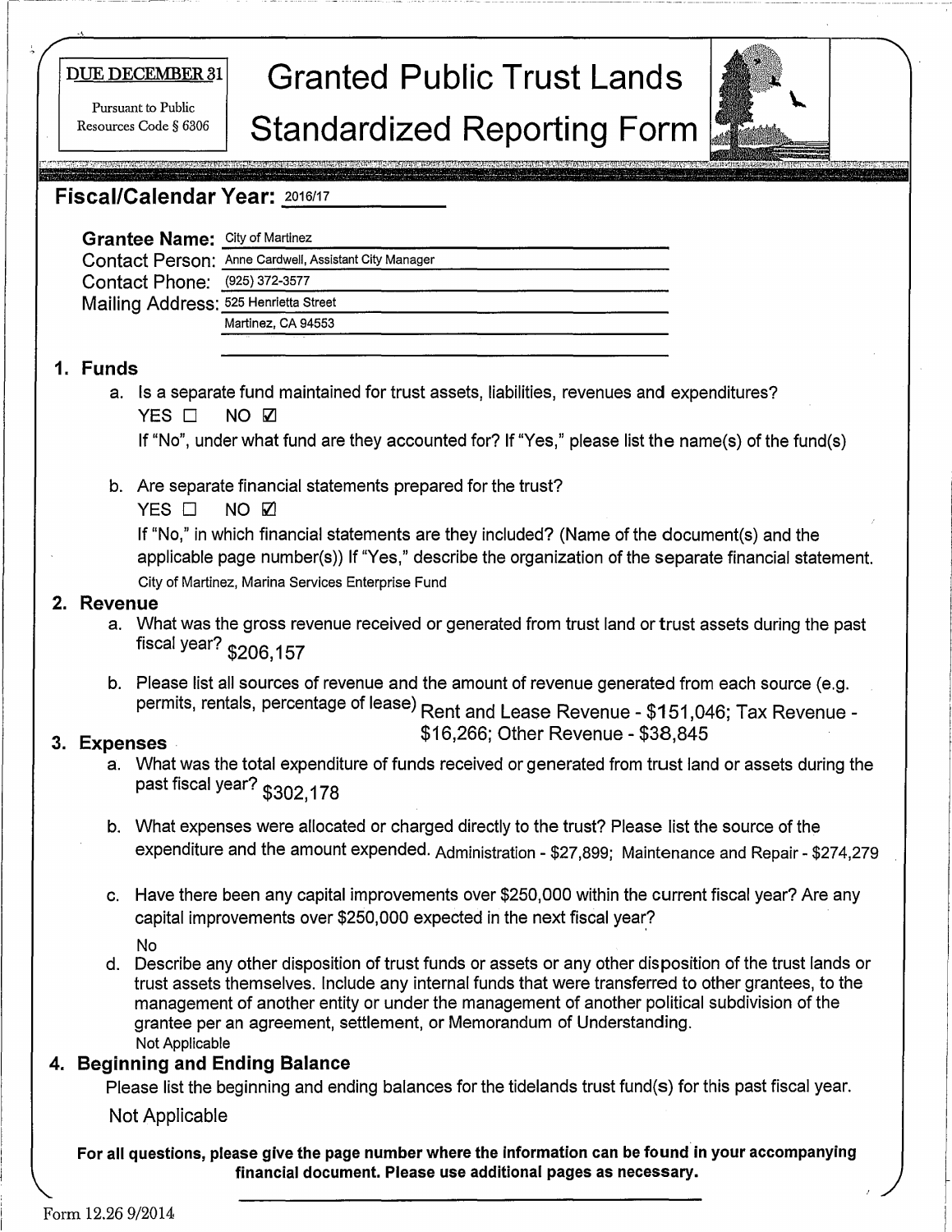DUE DECEMBER 31

Pursuant to Public Resources Code § 6306

# Granted Public Trust Lands Standardized Reporting Form

## Fiscal/Calendar Year: 2016/17

**Grantee Name:** City of Martinez
Contact Person: Anne Cardwell, Assistant City Manager
Contact Phone: (925) 372-3577
Mailing Address: 525 Henrietta Street
Martinez, CA 94553

### 1. Funds

a. Is a separate fund maintained for trust assets, liabilities, revenues and expenditures?
YES ☐ NO ☑
If "No", under what fund are they accounted for? If "Yes," please list the name(s) of the fund(s)

b. Are separate financial statements prepared for the trust?
YES ☐ NO ☑
If "No," in which financial statements are they included? (Name of the document(s) and the applicable page number(s)) If "Yes," describe the organization of the separate financial statement.
City of Martinez, Marina Services Enterprise Fund

### 2. Revenue

a. What was the gross revenue received or generated from trust land or trust assets during the past fiscal year? $206,157

b. Please list all sources of revenue and the amount of revenue generated from each source (e.g. permits, rentals, percentage of lease) Rent and Lease Revenue - $151,046; Tax Revenue - $16,266; Other Revenue - $38,845

### 3. Expenses

a. What was the total expenditure of funds received or generated from trust land or assets during the past fiscal year? $302,178

b. What expenses were allocated or charged directly to the trust? Please list the source of the expenditure and the amount expended. Administration - $27,899; Maintenance and Repair - $274,279

c. Have there been any capital improvements over $250,000 within the current fiscal year? Are any capital improvements over $250,000 expected in the next fiscal year?
No

d. Describe any other disposition of trust funds or assets or any other disposition of the trust lands or trust assets themselves. Include any internal funds that were transferred to other grantees, to the management of another entity or under the management of another political subdivision of the grantee per an agreement, settlement, or Memorandum of Understanding.
Not Applicable

### 4. Beginning and Ending Balance

Please list the beginning and ending balances for the tidelands trust fund(s) for this past fiscal year.

Not Applicable

**For all questions, please give the page number where the information can be found in your accompanying financial document. Please use additional pages as necessary.**

Form 12.26 9/2014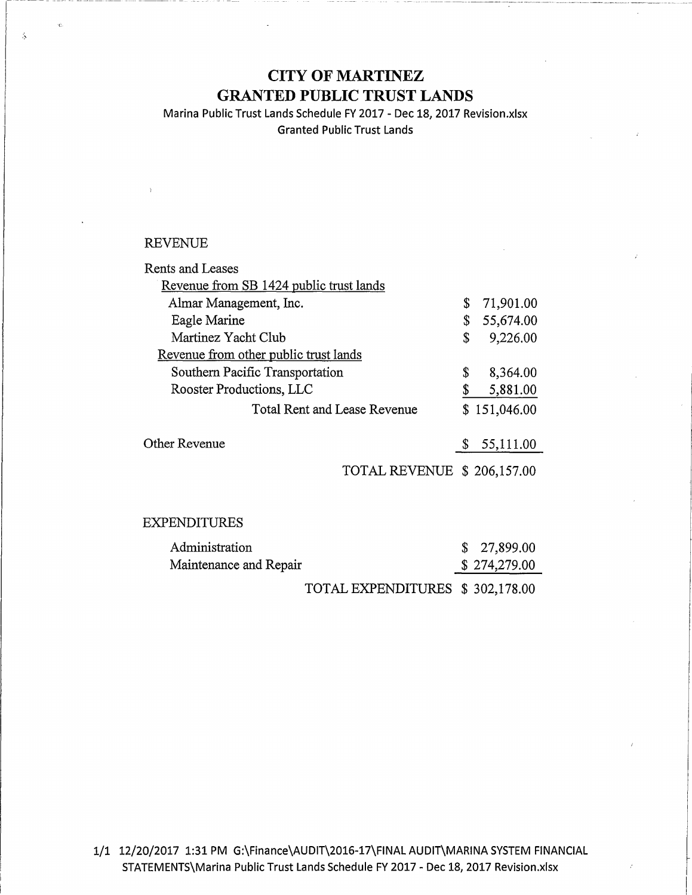# CITY OF MARTINEZ
# GRANTED PUBLIC TRUST LANDS

Marina Public Trust Lands Schedule FY 2017 - Dec 18, 2017 Revision.xlsx
Granted Public Trust Lands

## REVENUE

| | |
|---|---|
| Rents and Leases | |
| Revenue from SB 1424 public trust lands | |
| Almar Management, Inc. | $ 71,901.00 |
| Eagle Marine | $ 55,674.00 |
| Martinez Yacht Club | $ 9,226.00 |
| Revenue from other public trust lands | |
| Southern Pacific Transportation | $ 8,364.00 |
| Rooster Productions, LLC | $ 5,881.00 |
| Total Rent and Lease Revenue | $ 151,046.00 |
| Other Revenue | $ 55,111.00 |
| TOTAL REVENUE | $ 206,157.00 |

## EXPENDITURES

| | |
|---|---|
| Administration | $ 27,899.00 |
| Maintenance and Repair | $ 274,279.00 |
| TOTAL EXPENDITURES | $ 302,178.00 |

12/20/2017 1:31 PM G:\Finance\AUDIT\2016-17\FINAL AUDIT\MARINA SYSTEM FINANCIAL STATEMENTS\Marina Public Trust Lands Schedule FY 2017 - Dec 18, 2017 Revision.xlsx